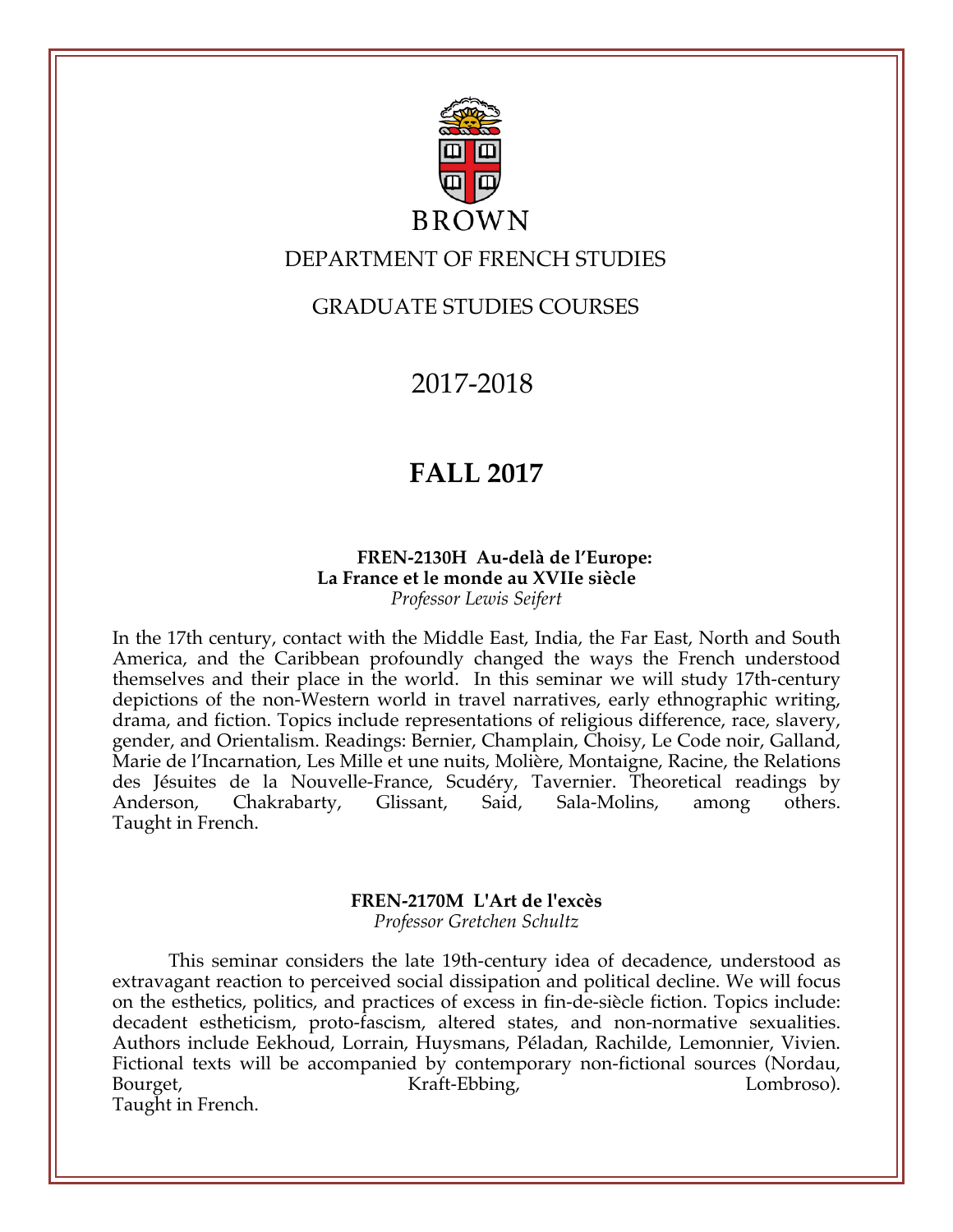BROWN

DEPARTMENT OF FRENCH STUDIES

GRADUATE STUDIES COURSES

# 2017-2018

## FALL 2017

### FREN-2130H Au-delà de l'Europe: La France et le monde au XVIIe siècle

*Professor Lewis Seifert*

In the 17th century, contact with the Middle East, India, the Far East, North and South America, and the Caribbean profoundly changed the ways the French understood themselves and their place in the world. In this seminar we will study 17th-century depictions of the non-Western world in travel narratives, early ethnographic writing, drama, and fiction. Topics include representations of religious difference, race, slavery, gender, and Orientalism. Readings: Bernier, Champlain, Choisy, Le Code noir, Galland, Marie de l'Incarnation, Les Mille et une nuits, Molière, Montaigne, Racine, the Relations des Jésuites de la Nouvelle-France, Scudéry, Tavernier. Theoretical readings by Anderson, Chakrabarty, Glissant, Said, Sala-Molins, among others. Taught in French.

### FREN-2170M L'Art de l'excès

*Professor Gretchen Schultz*

This seminar considers the late 19th-century idea of decadence, understood as extravagant reaction to perceived social dissipation and political decline. We will focus on the esthetics, politics, and practices of excess in fin-de-siècle fiction. Topics include: decadent estheticism, proto-fascism, altered states, and non-normative sexualities. Authors include Eekhoud, Lorrain, Huysmans, Péladan, Rachilde, Lemonnier, Vivien. Fictional texts will be accompanied by contemporary non-fictional sources (Nordau, Bourget, Kraft-Ebbing, Lombroso). Taught in French.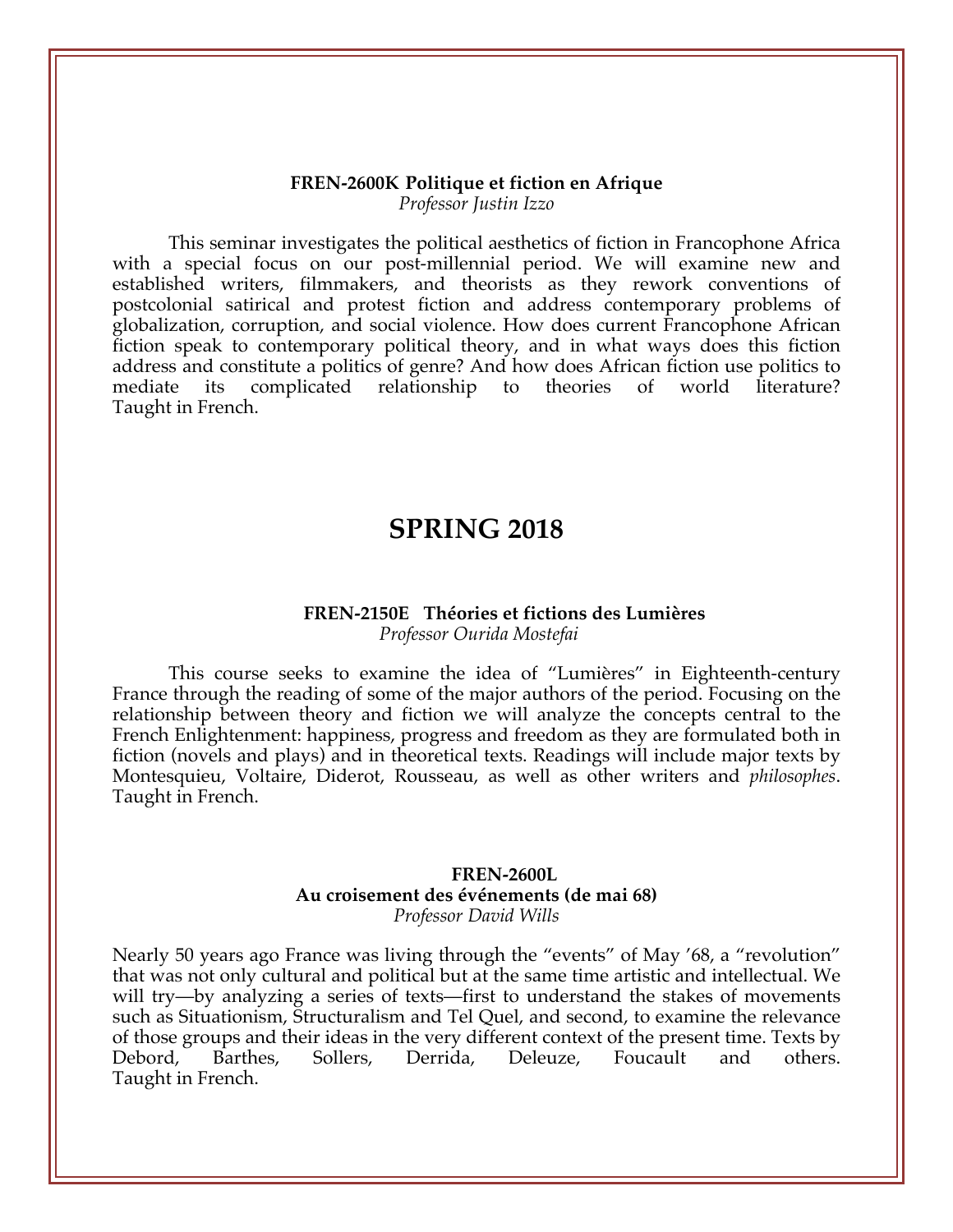**FREN-2600K Politique et fiction en Afrique**
*Professor Justin Izzo*

This seminar investigates the political aesthetics of fiction in Francophone Africa with a special focus on our post-millennial period. We will examine new and established writers, filmmakers, and theorists as they rework conventions of postcolonial satirical and protest fiction and address contemporary problems of globalization, corruption, and social violence. How does current Francophone African fiction speak to contemporary political theory, and in what ways does this fiction address and constitute a politics of genre? And how does African fiction use politics to mediate its complicated relationship to theories of world literature? Taught in French.

# SPRING 2018

**FREN-2150E Théories et fictions des Lumières**
*Professor Ourida Mostefai*

This course seeks to examine the idea of "Lumières" in Eighteenth-century France through the reading of some of the major authors of the period. Focusing on the relationship between theory and fiction we will analyze the concepts central to the French Enlightenment: happiness, progress and freedom as they are formulated both in fiction (novels and plays) and in theoretical texts. Readings will include major texts by Montesquieu, Voltaire, Diderot, Rousseau, as well as other writers and *philosophes*. Taught in French.

**FREN-2600L**
**Au croisement des événements (de mai 68)**
*Professor David Wills*

Nearly 50 years ago France was living through the "events" of May '68, a "revolution" that was not only cultural and political but at the same time artistic and intellectual. We will try—by analyzing a series of texts—first to understand the stakes of movements such as Situationism, Structuralism and Tel Quel, and second, to examine the relevance of those groups and their ideas in the very different context of the present time. Texts by Debord, Barthes, Sollers, Derrida, Deleuze, Foucault and others. Taught in French.